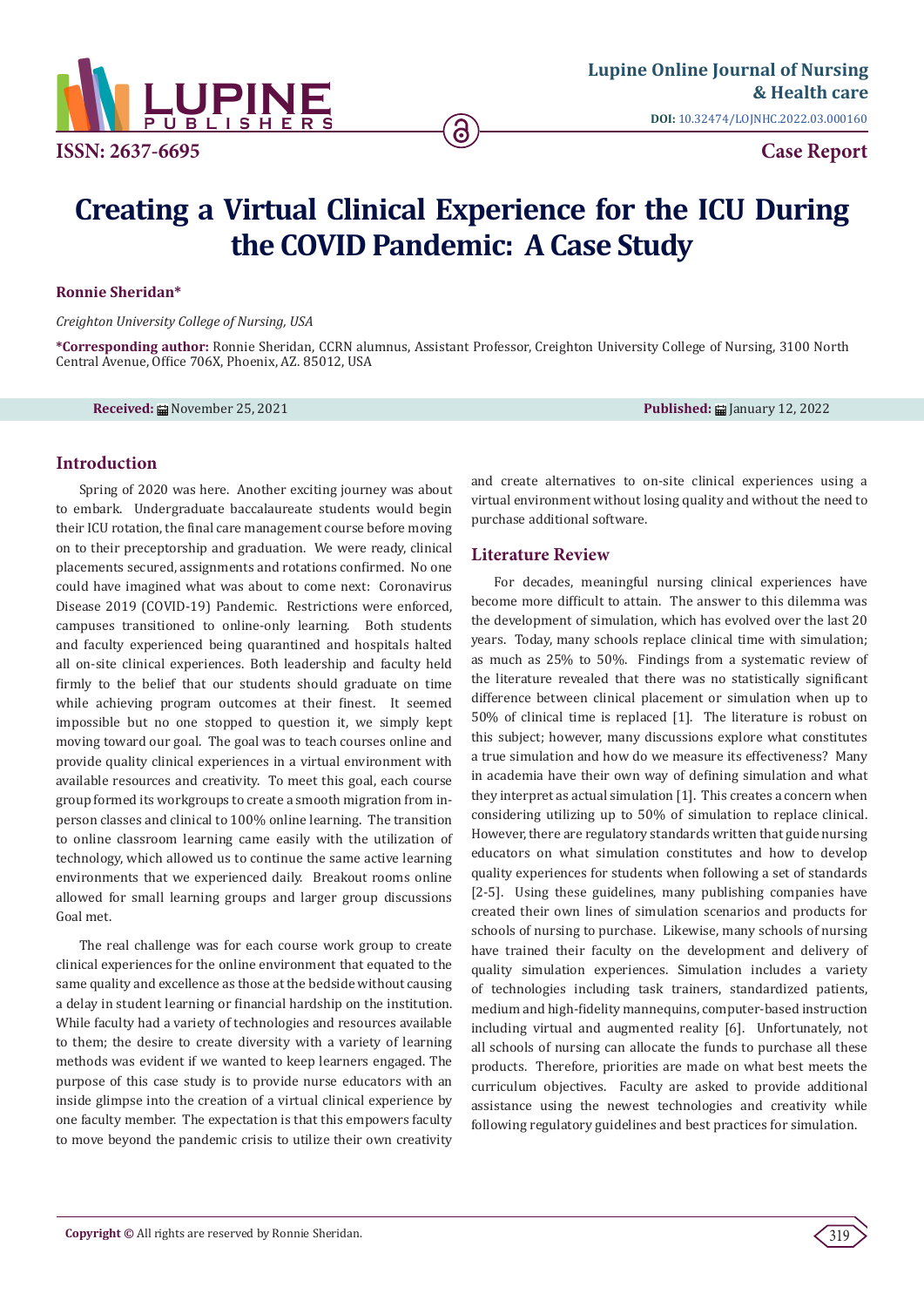# Creating a Virtual Clinical Experience for the ICU During the COVID Pandemic: A Case Study

**Ronnie Sheridan***

*Creighton University College of Nursing, USA*

**\*Corresponding author:** Ronnie Sheridan, CCRN alumnus, Assistant Professor, Creighton University College of Nursing, 3100 North Central Avenue, Office 706X, Phoenix, AZ. 85012, USA

**Received:** November 25, 2021 **Published:** January 12, 2022

## Introduction

Spring of 2020 was here. Another exciting journey was about to embark. Undergraduate baccalaureate students would begin their ICU rotation, the final care management course before moving on to their preceptorship and graduation. We were ready, clinical placements secured, assignments and rotations confirmed. No one could have imagined what was about to come next: Coronavirus Disease 2019 (COVID-19) Pandemic. Restrictions were enforced, campuses transitioned to online-only learning. Both students and faculty experienced being quarantined and hospitals halted all on-site clinical experiences. Both leadership and faculty held firmly to the belief that our students should graduate on time while achieving program outcomes at their finest. It seemed impossible but no one stopped to question it, we simply kept moving toward our goal. The goal was to teach courses online and provide quality clinical experiences in a virtual environment with available resources and creativity. To meet this goal, each course group formed its workgroups to create a smooth migration from in-person classes and clinical to 100% online learning. The transition to online classroom learning came easily with the utilization of technology, which allowed us to continue the same active learning environments that we experienced daily. Breakout rooms online allowed for small learning groups and larger group discussions Goal met.

The real challenge was for each course work group to create clinical experiences for the online environment that equated to the same quality and excellence as those at the bedside without causing a delay in student learning or financial hardship on the institution. While faculty had a variety of technologies and resources available to them; the desire to create diversity with a variety of learning methods was evident if we wanted to keep learners engaged. The purpose of this case study is to provide nurse educators with an inside glimpse into the creation of a virtual clinical experience by one faculty member. The expectation is that this empowers faculty to move beyond the pandemic crisis to utilize their own creativity and create alternatives to on-site clinical experiences using a virtual environment without losing quality and without the need to purchase additional software.

## Literature Review

For decades, meaningful nursing clinical experiences have become more difficult to attain. The answer to this dilemma was the development of simulation, which has evolved over the last 20 years. Today, many schools replace clinical time with simulation; as much as 25% to 50%. Findings from a systematic review of the literature revealed that there was no statistically significant difference between clinical placement or simulation when up to 50% of clinical time is replaced [1]. The literature is robust on this subject; however, many discussions explore what constitutes a true simulation and how do we measure its effectiveness? Many in academia have their own way of defining simulation and what they interpret as actual simulation [1]. This creates a concern when considering utilizing up to 50% of simulation to replace clinical. However, there are regulatory standards written that guide nursing educators on what simulation constitutes and how to develop quality experiences for students when following a set of standards [2-5]. Using these guidelines, many publishing companies have created their own lines of simulation scenarios and products for schools of nursing to purchase. Likewise, many schools of nursing have trained their faculty on the development and delivery of quality simulation experiences. Simulation includes a variety of technologies including task trainers, standardized patients, medium and high-fidelity mannequins, computer-based instruction including virtual and augmented reality [6]. Unfortunately, not all schools of nursing can allocate the funds to purchase all these products. Therefore, priorities are made on what best meets the curriculum objectives. Faculty are asked to provide additional assistance using the newest technologies and creativity while following regulatory guidelines and best practices for simulation.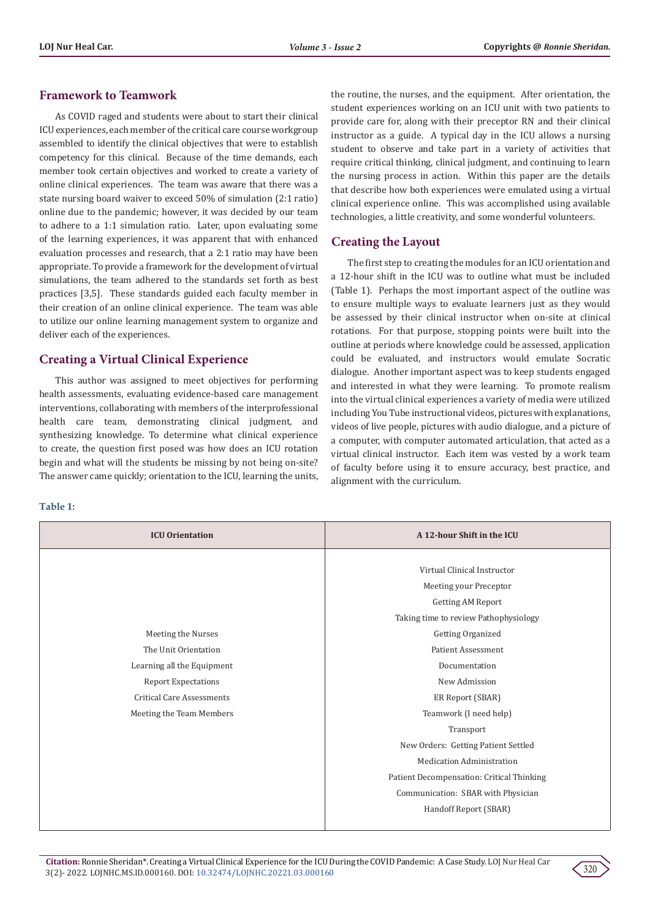## Framework to Teamwork

As COVID raged and students were about to start their clinical ICU experiences, each member of the critical care course workgroup assembled to identify the clinical objectives that were to establish competency for this clinical. Because of the time demands, each member took certain objectives and worked to create a variety of online clinical experiences. The team was aware that there was a state nursing board waiver to exceed 50% of simulation (2:1 ratio) online due to the pandemic; however, it was decided by our team to adhere to a 1:1 simulation ratio. Later, upon evaluating some of the learning experiences, it was apparent that with enhanced evaluation processes and research, that a 2:1 ratio may have been appropriate. To provide a framework for the development of virtual simulations, the team adhered to the standards set forth as best practices [3,5]. These standards guided each faculty member in their creation of an online clinical experience. The team was able to utilize our online learning management system to organize and deliver each of the experiences.

## Creating a Virtual Clinical Experience

This author was assigned to meet objectives for performing health assessments, evaluating evidence-based care management interventions, collaborating with members of the interprofessional health care team, demonstrating clinical judgment, and synthesizing knowledge. To determine what clinical experience to create, the question first posed was how does an ICU rotation begin and what will the students be missing by not being on-site? The answer came quickly; orientation to the ICU, learning the units, the routine, the nurses, and the equipment. After orientation, the student experiences working on an ICU unit with two patients to provide care for, along with their preceptor RN and their clinical instructor as a guide. A typical day in the ICU allows a nursing student to observe and take part in a variety of activities that require critical thinking, clinical judgment, and continuing to learn the nursing process in action. Within this paper are the details that describe how both experiences were emulated using a virtual clinical experience online. This was accomplished using available technologies, a little creativity, and some wonderful volunteers.

## Creating the Layout

The first step to creating the modules for an ICU orientation and a 12-hour shift in the ICU was to outline what must be included (Table 1). Perhaps the most important aspect of the outline was to ensure multiple ways to evaluate learners just as they would be assessed by their clinical instructor when on-site at clinical rotations. For that purpose, stopping points were built into the outline at periods where knowledge could be assessed, application could be evaluated, and instructors would emulate Socratic dialogue. Another important aspect was to keep students engaged and interested in what they were learning. To promote realism into the virtual clinical experiences a variety of media were utilized including You Tube instructional videos, pictures with explanations, videos of live people, pictures with audio dialogue, and a picture of a computer, with computer automated articulation, that acted as a virtual clinical instructor. Each item was vested by a work team of faculty before using it to ensure accuracy, best practice, and alignment with the curriculum.

**Table 1:**

| ICU Orientation | A 12-hour Shift in the ICU |
| --- | --- |
| Meeting the Nurses<br>The Unit Orientation<br>Learning all the Equipment<br>Report Expectations<br>Critical Care Assessments<br>Meeting the Team Members | Virtual Clinical Instructor<br>Meeting your Preceptor<br>Getting AM Report<br>Taking time to review Pathophysiology<br>Getting Organized<br>Patient Assessment<br>Documentation<br>New Admission<br>ER Report (SBAR)<br>Teamwork (I need help)<br>Transport<br>New Orders: Getting Patient Settled<br>Medication Administration<br>Patient Decompensation: Critical Thinking<br>Communication: SBAR with Physician<br>Handoff Report (SBAR) |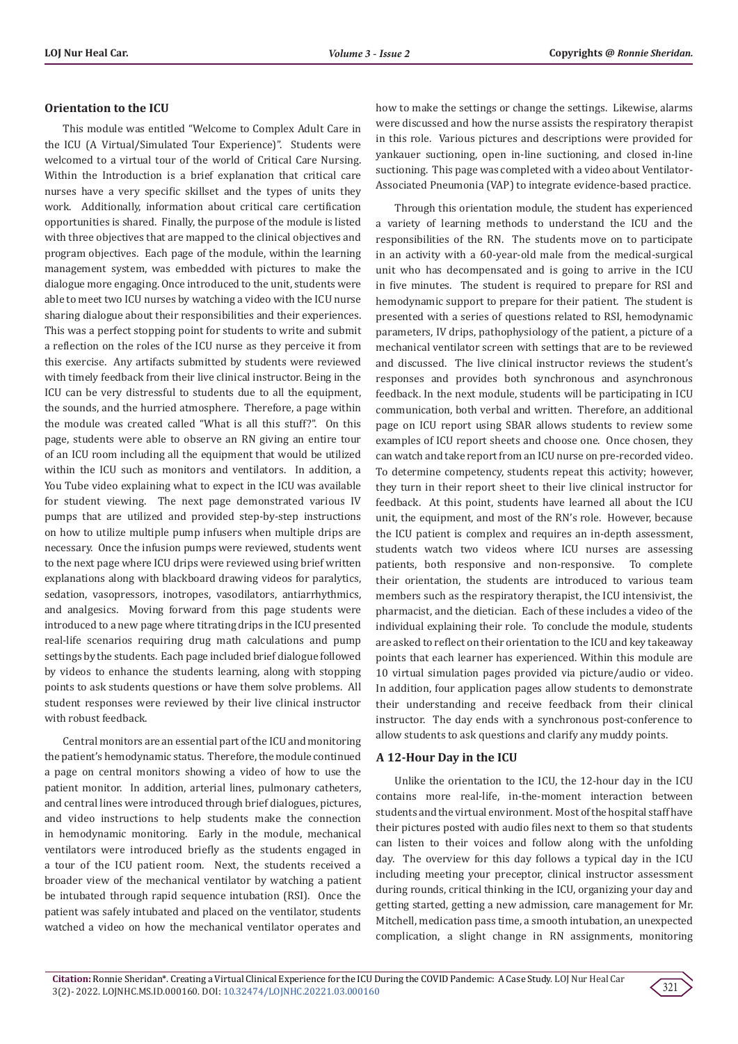### Orientation to the ICU

This module was entitled "Welcome to Complex Adult Care in the ICU (A Virtual/Simulated Tour Experience)". Students were welcomed to a virtual tour of the world of Critical Care Nursing. Within the Introduction is a brief explanation that critical care nurses have a very specific skillset and the types of units they work. Additionally, information about critical care certification opportunities is shared. Finally, the purpose of the module is listed with three objectives that are mapped to the clinical objectives and program objectives. Each page of the module, within the learning management system, was embedded with pictures to make the dialogue more engaging. Once introduced to the unit, students were able to meet two ICU nurses by watching a video with the ICU nurse sharing dialogue about their responsibilities and their experiences. This was a perfect stopping point for students to write and submit a reflection on the roles of the ICU nurse as they perceive it from this exercise. Any artifacts submitted by students were reviewed with timely feedback from their live clinical instructor. Being in the ICU can be very distressful to students due to all the equipment, the sounds, and the hurried atmosphere. Therefore, a page within the module was created called "What is all this stuff?". On this page, students were able to observe an RN giving an entire tour of an ICU room including all the equipment that would be utilized within the ICU such as monitors and ventilators. In addition, a You Tube video explaining what to expect in the ICU was available for student viewing. The next page demonstrated various IV pumps that are utilized and provided step-by-step instructions on how to utilize multiple pump infusers when multiple drips are necessary. Once the infusion pumps were reviewed, students went to the next page where ICU drips were reviewed using brief written explanations along with blackboard drawing videos for paralytics, sedation, vasopressors, inotropes, vasodilators, antiarrhythmics, and analgesics. Moving forward from this page students were introduced to a new page where titrating drips in the ICU presented real-life scenarios requiring drug math calculations and pump settings by the students. Each page included brief dialogue followed by videos to enhance the students learning, along with stopping points to ask students questions or have them solve problems. All student responses were reviewed by their live clinical instructor with robust feedback.

Central monitors are an essential part of the ICU and monitoring the patient's hemodynamic status. Therefore, the module continued a page on central monitors showing a video of how to use the patient monitor. In addition, arterial lines, pulmonary catheters, and central lines were introduced through brief dialogues, pictures, and video instructions to help students make the connection in hemodynamic monitoring. Early in the module, mechanical ventilators were introduced briefly as the students engaged in a tour of the ICU patient room. Next, the students received a broader view of the mechanical ventilator by watching a patient be intubated through rapid sequence intubation (RSI). Once the patient was safely intubated and placed on the ventilator, students watched a video on how the mechanical ventilator operates and how to make the settings or change the settings. Likewise, alarms were discussed and how the nurse assists the respiratory therapist in this role. Various pictures and descriptions were provided for yankauer suctioning, open in-line suctioning, and closed in-line suctioning. This page was completed with a video about Ventilator-Associated Pneumonia (VAP) to integrate evidence-based practice.

Through this orientation module, the student has experienced a variety of learning methods to understand the ICU and the responsibilities of the RN. The students move on to participate in an activity with a 60-year-old male from the medical-surgical unit who has decompensated and is going to arrive in the ICU in five minutes. The student is required to prepare for RSI and hemodynamic support to prepare for their patient. The student is presented with a series of questions related to RSI, hemodynamic parameters, IV drips, pathophysiology of the patient, a picture of a mechanical ventilator screen with settings that are to be reviewed and discussed. The live clinical instructor reviews the student's responses and provides both synchronous and asynchronous feedback. In the next module, students will be participating in ICU communication, both verbal and written. Therefore, an additional page on ICU report using SBAR allows students to review some examples of ICU report sheets and choose one. Once chosen, they can watch and take report from an ICU nurse on pre-recorded video. To determine competency, students repeat this activity; however, they turn in their report sheet to their live clinical instructor for feedback. At this point, students have learned all about the ICU unit, the equipment, and most of the RN's role. However, because the ICU patient is complex and requires an in-depth assessment, students watch two videos where ICU nurses are assessing patients, both responsive and non-responsive. To complete their orientation, the students are introduced to various team members such as the respiratory therapist, the ICU intensivist, the pharmacist, and the dietician. Each of these includes a video of the individual explaining their role. To conclude the module, students are asked to reflect on their orientation to the ICU and key takeaway points that each learner has experienced. Within this module are 10 virtual simulation pages provided via picture/audio or video. In addition, four application pages allow students to demonstrate their understanding and receive feedback from their clinical instructor. The day ends with a synchronous post-conference to allow students to ask questions and clarify any muddy points.

### A 12-Hour Day in the ICU

Unlike the orientation to the ICU, the 12-hour day in the ICU contains more real-life, in-the-moment interaction between students and the virtual environment. Most of the hospital staff have their pictures posted with audio files next to them so that students can listen to their voices and follow along with the unfolding day. The overview for this day follows a typical day in the ICU including meeting your preceptor, clinical instructor assessment during rounds, critical thinking in the ICU, organizing your day and getting started, getting a new admission, care management for Mr. Mitchell, medication pass time, a smooth intubation, an unexpected complication, a slight change in RN assignments, monitoring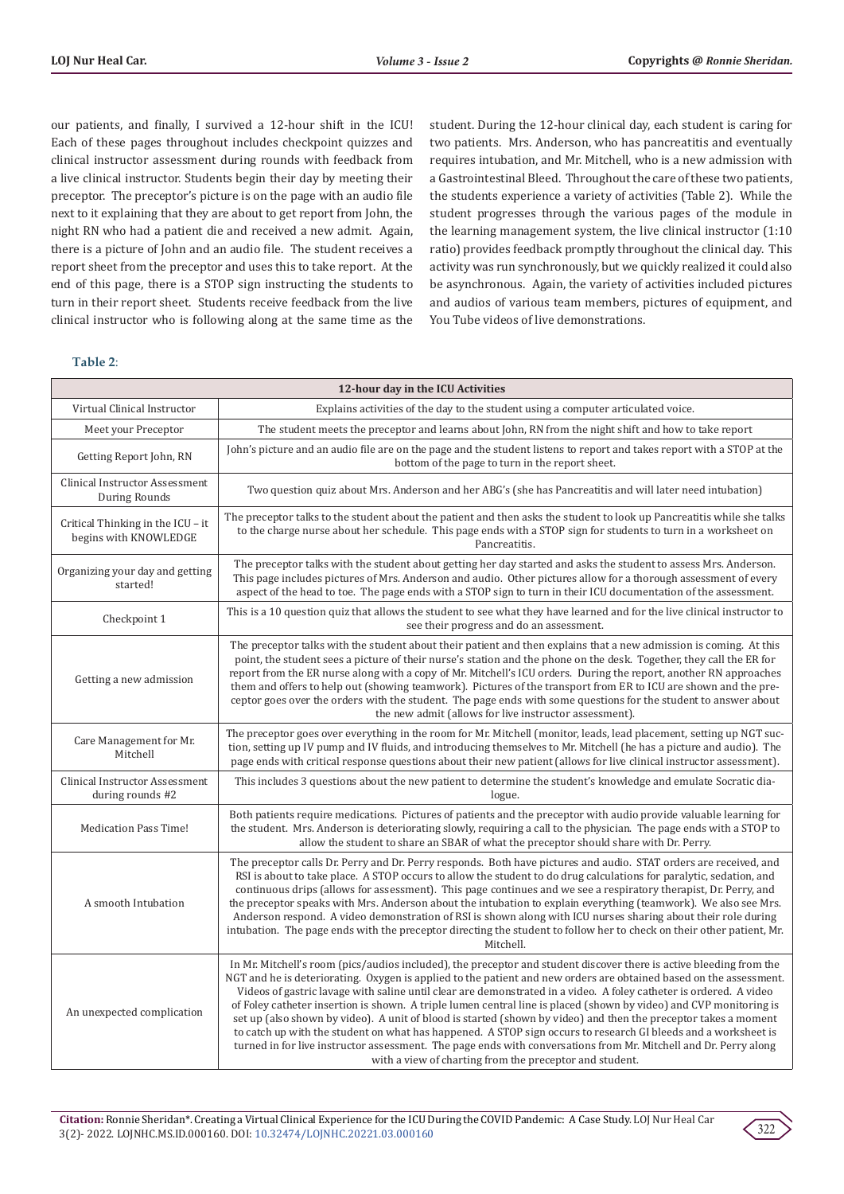our patients, and finally, I survived a 12-hour shift in the ICU! Each of these pages throughout includes checkpoint quizzes and clinical instructor assessment during rounds with feedback from a live clinical instructor. Students begin their day by meeting their preceptor. The preceptor's picture is on the page with an audio file next to it explaining that they are about to get report from John, the night RN who had a patient die and received a new admit. Again, there is a picture of John and an audio file. The student receives a report sheet from the preceptor and uses this to take report. At the end of this page, there is a STOP sign instructing the students to turn in their report sheet. Students receive feedback from the live clinical instructor who is following along at the same time as the student. During the 12-hour clinical day, each student is caring for two patients. Mrs. Anderson, who has pancreatitis and eventually requires intubation, and Mr. Mitchell, who is a new admission with a Gastrointestinal Bleed. Throughout the care of these two patients, the students experience a variety of activities (Table 2). While the student progresses through the various pages of the module in the learning management system, the live clinical instructor (1:10 ratio) provides feedback promptly throughout the clinical day. This activity was run synchronously, but we quickly realized it could also be asynchronous. Again, the variety of activities included pictures and audios of various team members, pictures of equipment, and You Tube videos of live demonstrations.

**Table 2**:

| 12-hour day in the ICU Activities | |
|---|---|
| Virtual Clinical Instructor | Explains activities of the day to the student using a computer articulated voice. |
| Meet your Preceptor | The student meets the preceptor and learns about John, RN from the night shift and how to take report |
| Getting Report John, RN | John's picture and an audio file are on the page and the student listens to report and takes report with a STOP at the bottom of the page to turn in the report sheet. |
| Clinical Instructor Assessment During Rounds | Two question quiz about Mrs. Anderson and her ABG's (she has Pancreatitis and will later need intubation) |
| Critical Thinking in the ICU – it begins with KNOWLEDGE | The preceptor talks to the student about the patient and then asks the student to look up Pancreatitis while she talks to the charge nurse about her schedule. This page ends with a STOP sign for students to turn in a worksheet on Pancreatitis. |
| Organizing your day and getting started! | The preceptor talks with the student about getting her day started and asks the student to assess Mrs. Anderson. This page includes pictures of Mrs. Anderson and audio. Other pictures allow for a thorough assessment of every aspect of the head to toe. The page ends with a STOP sign to turn in their ICU documentation of the assessment. |
| Checkpoint 1 | This is a 10 question quiz that allows the student to see what they have learned and for the live clinical instructor to see their progress and do an assessment. |
| Getting a new admission | The preceptor talks with the student about their patient and then explains that a new admission is coming. At this point, the student sees a picture of their nurse's station and the phone on the desk. Together, they call the ER for report from the ER nurse along with a copy of Mr. Mitchell's ICU orders. During the report, another RN approaches them and offers to help out (showing teamwork). Pictures of the transport from ER to ICU are shown and the preceptor goes over the orders with the student. The page ends with some questions for the student to answer about the new admit (allows for live instructor assessment). |
| Care Management for Mr. Mitchell | The preceptor goes over everything in the room for Mr. Mitchell (monitor, leads, lead placement, setting up NGT suction, setting up IV pump and IV fluids, and introducing themselves to Mr. Mitchell (he has a picture and audio). The page ends with critical response questions about their new patient (allows for live clinical instructor assessment). |
| Clinical Instructor Assessment during rounds #2 | This includes 3 questions about the new patient to determine the student's knowledge and emulate Socratic dialogue. |
| Medication Pass Time! | Both patients require medications. Pictures of patients and the preceptor with audio provide valuable learning for the student. Mrs. Anderson is deteriorating slowly, requiring a call to the physician. The page ends with a STOP to allow the student to share an SBAR of what the preceptor should share with Dr. Perry. |
| A smooth Intubation | The preceptor calls Dr. Perry and Dr. Perry responds. Both have pictures and audio. STAT orders are received, and RSI is about to take place. A STOP occurs to allow the student to do drug calculations for paralytic, sedation, and continuous drips (allows for assessment). This page continues and we see a respiratory therapist, Dr. Perry, and the preceptor speaks with Mrs. Anderson about the intubation to explain everything (teamwork). We also see Mrs. Anderson respond. A video demonstration of RSI is shown along with ICU nurses sharing about their role during intubation. The page ends with the preceptor directing the student to follow her to check on their other patient, Mr. Mitchell. |
| An unexpected complication | In Mr. Mitchell's room (pics/audios included), the preceptor and student discover there is active bleeding from the NGT and he is deteriorating. Oxygen is applied to the patient and new orders are obtained based on the assessment. Videos of gastric lavage with saline until clear are demonstrated in a video. A foley catheter is ordered. A video of Foley catheter insertion is shown. A triple lumen central line is placed (shown by video) and CVP monitoring is set up (also shown by video). A unit of blood is started (shown by video) and then the preceptor takes a moment to catch up with the student on what has happened. A STOP sign occurs to research GI bleeds and a worksheet is turned in for live instructor assessment. The page ends with conversations from Mr. Mitchell and Dr. Perry along with a view of charting from the preceptor and student. |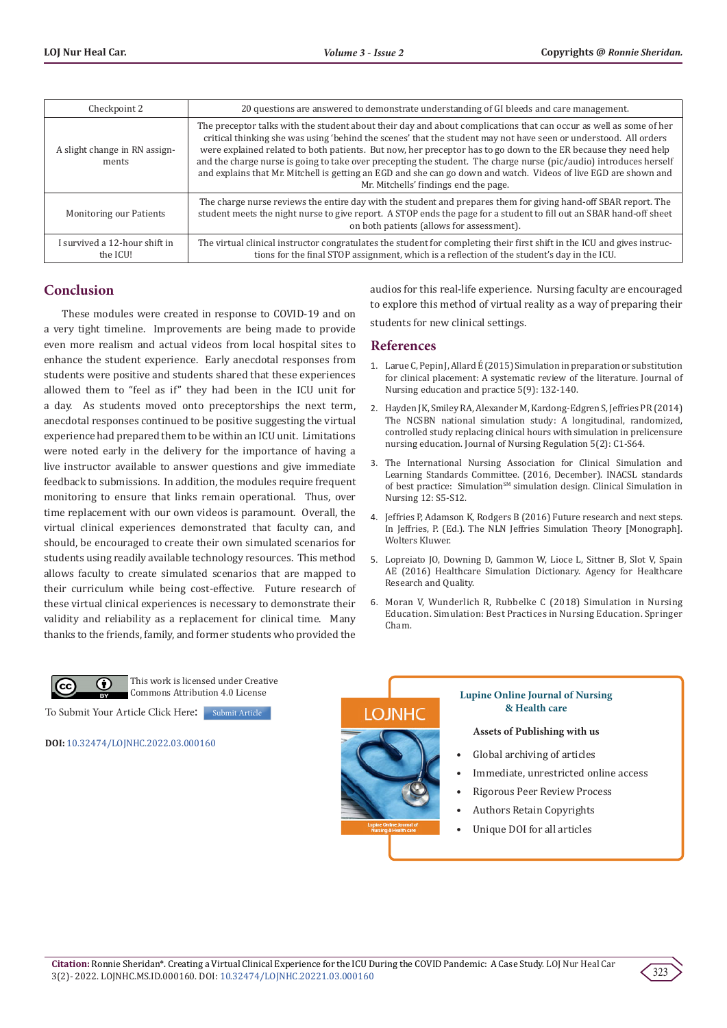| | |
|---|---|
| Checkpoint 2 | 20 questions are answered to demonstrate understanding of GI bleeds and care management. |
| A slight change in RN assignments | The preceptor talks with the student about their day and about complications that can occur as well as some of her critical thinking she was using 'behind the scenes' that the student may not have seen or understood. All orders were explained related to both patients. But now, her preceptor has to go down to the ER because they need help and the charge nurse is going to take over precepting the student. The charge nurse (pic/audio) introduces herself and explains that Mr. Mitchell is getting an EGD and she can go down and watch. Videos of live EGD are shown and Mr. Mitchells' findings end the page. |
| Monitoring our Patients | The charge nurse reviews the entire day with the student and prepares them for giving hand-off SBAR report. The student meets the night nurse to give report. A STOP ends the page for a student to fill out an SBAR hand-off sheet on both patients (allows for assessment). |
| I survived a 12-hour shift in the ICU! | The virtual clinical instructor congratulates the student for completing their first shift in the ICU and gives instructions for the final STOP assignment, which is a reflection of the student's day in the ICU. |

## Conclusion

These modules were created in response to COVID-19 and on a very tight timeline. Improvements are being made to provide even more realism and actual videos from local hospital sites to enhance the student experience. Early anecdotal responses from students were positive and students shared that these experiences allowed them to "feel as if" they had been in the ICU unit for a day. As students moved onto preceptorships the next term, anecdotal responses continued to be positive suggesting the virtual experience had prepared them to be within an ICU unit. Limitations were noted early in the delivery for the importance of having a live instructor available to answer questions and give immediate feedback to submissions. In addition, the modules require frequent monitoring to ensure that links remain operational. Thus, over time replacement with our own videos is paramount. Overall, the virtual clinical experiences demonstrated that faculty can, and should, be encouraged to create their own simulated scenarios for students using readily available technology resources. This method allows faculty to create simulated scenarios that are mapped to their curriculum while being cost-effective. Future research of these virtual clinical experiences is necessary to demonstrate their validity and reliability as a replacement for clinical time. Many thanks to the friends, family, and former students who provided the audios for this real-life experience. Nursing faculty are encouraged to explore this method of virtual reality as a way of preparing their students for new clinical settings.

## References

1. Larue C, Pepin J, Allard É (2015) Simulation in preparation or substitution for clinical placement: A systematic review of the literature. Journal of Nursing education and practice 5(9): 132-140.
2. Hayden JK, Smiley RA, Alexander M, Kardong-Edgren S, Jeffries PR (2014) The NCSBN national simulation study: A longitudinal, randomized, controlled study replacing clinical hours with simulation in prelicensure nursing education. Journal of Nursing Regulation 5(2): C1-S64.
3. The International Nursing Association for Clinical Simulation and Learning Standards Committee. (2016, December). INACSL standards of best practice: Simulation℠ simulation design. Clinical Simulation in Nursing 12: S5-S12.
4. Jeffries P, Adamson K, Rodgers B (2016) Future research and next steps. In Jeffries, P. (Ed.). The NLN Jeffries Simulation Theory [Monograph]. Wolters Kluwer.
5. Lopreiato JO, Downing D, Gammon W, Lioce L, Sittner B, Slot V, Spain AE (2016) Healthcare Simulation Dictionary. Agency for Healthcare Research and Quality.
6. Moran V, Wunderlich R, Rubbelke C (2018) Simulation in Nursing Education. Simulation: Best Practices in Nursing Education. Springer Cham.

This work is licensed under Creative Commons Attribution 4.0 License

To Submit Your Article Click Here: Submit Article

**DOI:** 10.32474/LOJNHC.2022.03.000160

**Lupine Online Journal of Nursing & Health care**

**Assets of Publishing with us**

- Global archiving of articles
- Immediate, unrestricted online access
- Rigorous Peer Review Process
- Authors Retain Copyrights
- Unique DOI for all articles

**Citation:** Ronnie Sheridan*. Creating a Virtual Clinical Experience for the ICU During the COVID Pandemic: A Case Study. LOJ Nur Heal Car 3(2)- 2022. LOJNHC.MS.ID.000160. DOI: 10.32474/LOJNHC.20221.03.000160